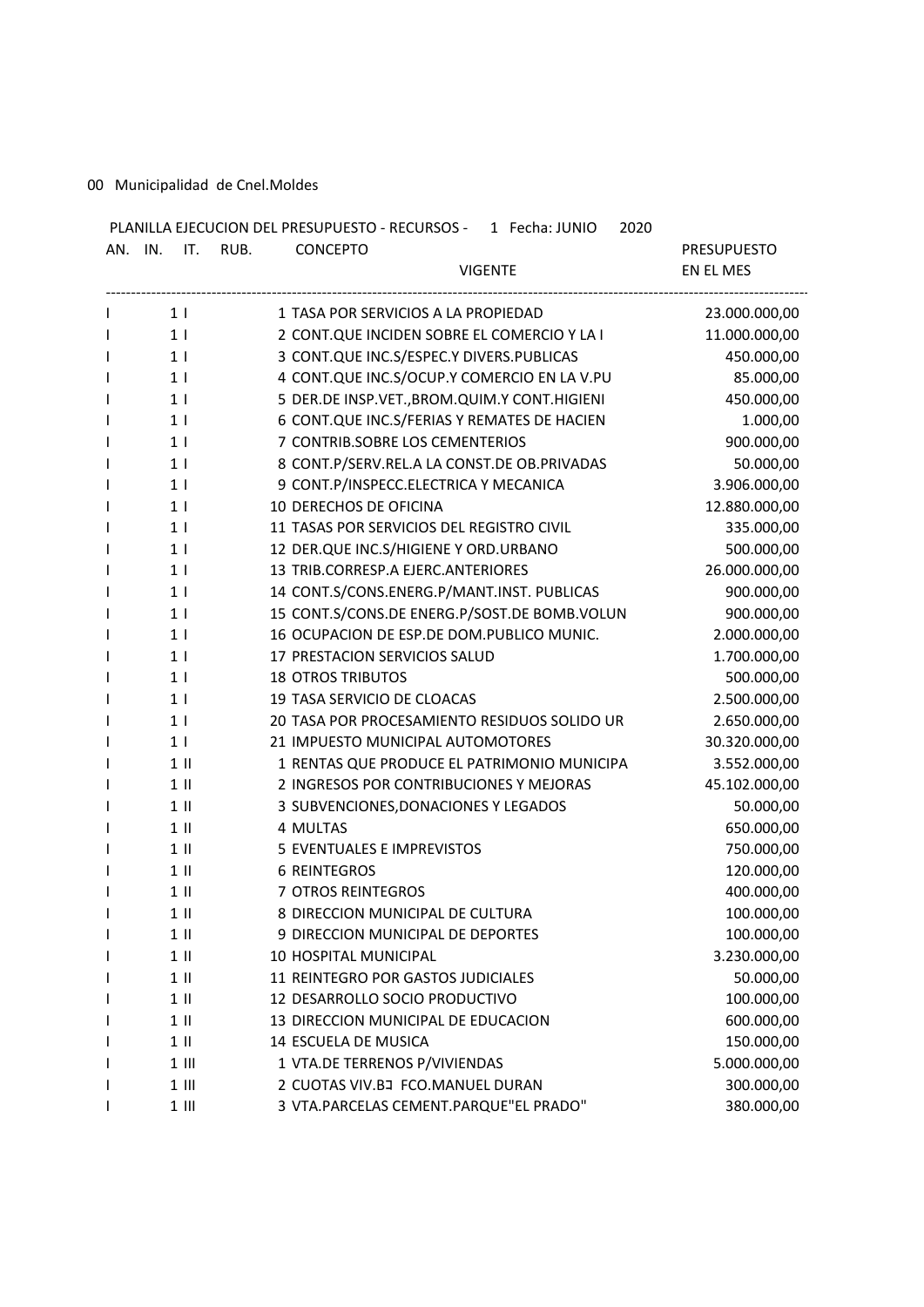00 Municipalidad de Cnel.Moldes

PLANILLA EJECUCION DEL PRESUPUESTO - RECURSOS - 1 Fecha: JUNIO 2020

| AN. | IN. | IT. | RUB. | CONCEPTO VIGENTE | PRESUPUESTO EN EL MES |
|---|---|---|---|---|---|
| I | 1 | I | 1 | TASA POR SERVICIOS A LA PROPIEDAD | 23.000.000,00 |
| I | 1 | I | 2 | CONT.QUE INCIDEN SOBRE EL COMERCIO Y LA I | 11.000.000,00 |
| I | 1 | I | 3 | CONT.QUE INC.S/ESPEC.Y DIVERS.PUBLICAS | 450.000,00 |
| I | 1 | I | 4 | CONT.QUE INC.S/OCUP.Y COMERCIO EN LA V.PU | 85.000,00 |
| I | 1 | I | 5 | DER.DE INSP.VET.,BROM.QUIM.Y CONT.HIGIENI | 450.000,00 |
| I | 1 | I | 6 | CONT.QUE INC.S/FERIAS Y REMATES DE HACIEN | 1.000,00 |
| I | 1 | I | 7 | CONTRIB.SOBRE LOS CEMENTERIOS | 900.000,00 |
| I | 1 | I | 8 | CONT.P/SERV.REL.A LA CONST.DE OB.PRIVADAS | 50.000,00 |
| I | 1 | I | 9 | CONT.P/INSPECC.ELECTRICA Y MECANICA | 3.906.000,00 |
| I | 1 | I | 10 | DERECHOS DE OFICINA | 12.880.000,00 |
| I | 1 | I | 11 | TASAS POR SERVICIOS DEL REGISTRO CIVIL | 335.000,00 |
| I | 1 | I | 12 | DER.QUE INC.S/HIGIENE Y ORD.URBANO | 500.000,00 |
| I | 1 | I | 13 | TRIB.CORRESP.A EJERC.ANTERIORES | 26.000.000,00 |
| I | 1 | I | 14 | CONT.S/CONS.ENERG.P/MANT.INST. PUBLICAS | 900.000,00 |
| I | 1 | I | 15 | CONT.S/CONS.DE ENERG.P/SOST.DE BOMB.VOLUN | 900.000,00 |
| I | 1 | I | 16 | OCUPACION DE ESP.DE DOM.PUBLICO MUNIC. | 2.000.000,00 |
| I | 1 | I | 17 | PRESTACION SERVICIOS SALUD | 1.700.000,00 |
| I | 1 | I | 18 | OTROS TRIBUTOS | 500.000,00 |
| I | 1 | I | 19 | TASA SERVICIO DE CLOACAS | 2.500.000,00 |
| I | 1 | I | 20 | TASA POR PROCESAMIENTO RESIDUOS SOLIDO UR | 2.650.000,00 |
| I | 1 | I | 21 | IMPUESTO MUNICIPAL AUTOMOTORES | 30.320.000,00 |
| I | 1 | II | 1 | RENTAS QUE PRODUCE EL PATRIMONIO MUNICIPA | 3.552.000,00 |
| I | 1 | II | 2 | INGRESOS POR CONTRIBUCIONES Y MEJORAS | 45.102.000,00 |
| I | 1 | II | 3 | SUBVENCIONES,DONACIONES Y LEGADOS | 50.000,00 |
| I | 1 | II | 4 | MULTAS | 650.000,00 |
| I | 1 | II | 5 | EVENTUALES E IMPREVISTOS | 750.000,00 |
| I | 1 | II | 6 | REINTEGROS | 120.000,00 |
| I | 1 | II | 7 | OTROS REINTEGROS | 400.000,00 |
| I | 1 | II | 8 | DIRECCION MUNICIPAL DE CULTURA | 100.000,00 |
| I | 1 | II | 9 | DIRECCION MUNICIPAL DE DEPORTES | 100.000,00 |
| I | 1 | II | 10 | HOSPITAL MUNICIPAL | 3.230.000,00 |
| I | 1 | II | 11 | REINTEGRO POR GASTOS JUDICIALES | 50.000,00 |
| I | 1 | II | 12 | DESARROLLO SOCIO PRODUCTIVO | 100.000,00 |
| I | 1 | II | 13 | DIRECCION MUNICIPAL DE EDUCACION | 600.000,00 |
| I | 1 | II | 14 | ESCUELA DE MUSICA | 150.000,00 |
| I | 1 | III | 1 | VTA.DE TERRENOS P/VIVIENDAS | 5.000.000,00 |
| I | 1 | III | 2 | CUOTAS VIV.Bᄀ FCO.MANUEL DURAN | 300.000,00 |
| I | 1 | III | 3 | VTA.PARCELAS CEMENT.PARQUE"EL PRADO" | 380.000,00 |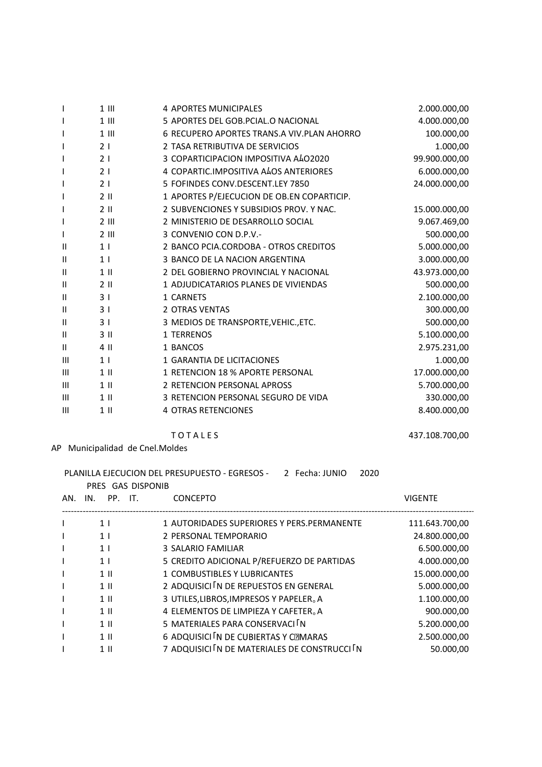| | | | | |
|---|---|---|---|---|
| I | 1 III | 4 | APORTES MUNICIPALES | 2.000.000,00 |
| I | 1 III | 5 | APORTES DEL GOB.PCIAL.O NACIONAL | 4.000.000,00 |
| I | 1 III | 6 | RECUPERO APORTES TRANS.A VIV.PLAN AHORRO | 100.000,00 |
| I | 2 I | 2 | TASA RETRIBUTIVA DE SERVICIOS | 1.000,00 |
| I | 2 I | 3 | COPARTICIPACION IMPOSITIVA AÑO2020 | 99.900.000,00 |
| I | 2 I | 4 | COPARTIC.IMPOSITIVA AÑOS ANTERIORES | 6.000.000,00 |
| I | 2 I | 5 | FOFINDES CONV.DESCENT.LEY 7850 | 24.000.000,00 |
| I | 2 II | 1 | APORTES P/EJECUCION DE OB.EN COPARTICIP. | |
| I | 2 II | 2 | SUBVENCIONES Y SUBSIDIOS PROV. Y NAC. | 15.000.000,00 |
| I | 2 III | 2 | MINISTERIO DE DESARROLLO SOCIAL | 9.067.469,00 |
| I | 2 III | 3 | CONVENIO CON D.P.V.- | 500.000,00 |
| II | 1 I | 2 | BANCO PCIA.CORDOBA - OTROS CREDITOS | 5.000.000,00 |
| II | 1 I | 3 | BANCO DE LA NACION ARGENTINA | 3.000.000,00 |
| II | 1 II | 2 | DEL GOBIERNO PROVINCIAL Y NACIONAL | 43.973.000,00 |
| II | 2 II | 1 | ADJUDICATARIOS PLANES DE VIVIENDAS | 500.000,00 |
| II | 3 I | 1 | CARNETS | 2.100.000,00 |
| II | 3 I | 2 | OTRAS VENTAS | 300.000,00 |
| II | 3 I | 3 | MEDIOS DE TRANSPORTE,VEHIC.,ETC. | 500.000,00 |
| II | 3 II | 1 | TERRENOS | 5.100.000,00 |
| II | 4 II | 1 | BANCOS | 2.975.231,00 |
| III | 1 I | 1 | GARANTIA DE LICITACIONES | 1.000,00 |
| III | 1 II | 1 | RETENCION 18 % APORTE PERSONAL | 17.000.000,00 |
| III | 1 II | 2 | RETENCION PERSONAL APROSS | 5.700.000,00 |
| III | 1 II | 3 | RETENCION PERSONAL SEGURO DE VIDA | 330.000,00 |
| III | 1 II | 4 | OTRAS RETENCIONES | 8.400.000,00 |
| | | | T O T A L E S | 437.108.700,00 |

AP Municipalidad de Cnel.Moldes

PLANILLA EJECUCION DEL PRESUPUESTO - EGRESOS - 2 Fecha: JUNIO 2020

PRES GAS DISPONIB

| AN. | IN. PP. | IT. | CONCEPTO | VIGENTE |
|---|---|---|---|---|
| I | 1 I | 1 | AUTORIDADES SUPERIORES Y PERS.PERMANENTE | 111.643.700,00 |
| I | 1 I | 2 | PERSONAL TEMPORARIO | 24.800.000,00 |
| I | 1 I | 3 | SALARIO FAMILIAR | 6.500.000,00 |
| I | 1 I | 5 | CREDITO ADICIONAL P/REFUERZO DE PARTIDAS | 4.000.000,00 |
| I | 1 II | 1 | COMBUSTIBLES Y LUBRICANTES | 15.000.000,00 |
| I | 1 II | 2 | ADQUISICIÓN DE REPUESTOS EN GENERAL | 5.000.000,00 |
| I | 1 II | 3 | UTILES,LIBROS,IMPRESOS Y PAPELERÍA | 1.100.000,00 |
| I | 1 II | 4 | ELEMENTOS DE LIMPIEZA Y CAFETERÍA | 900.000,00 |
| I | 1 II | 5 | MATERIALES PARA CONSERVACIÓN | 5.200.000,00 |
| I | 1 II | 6 | ADQUISICIÓN DE CUBIERTAS Y CÁMARAS | 2.500.000,00 |
| I | 1 II | 7 | ADQUISICIÓN DE MATERIALES DE CONSTRUCCIÓN | 50.000,00 |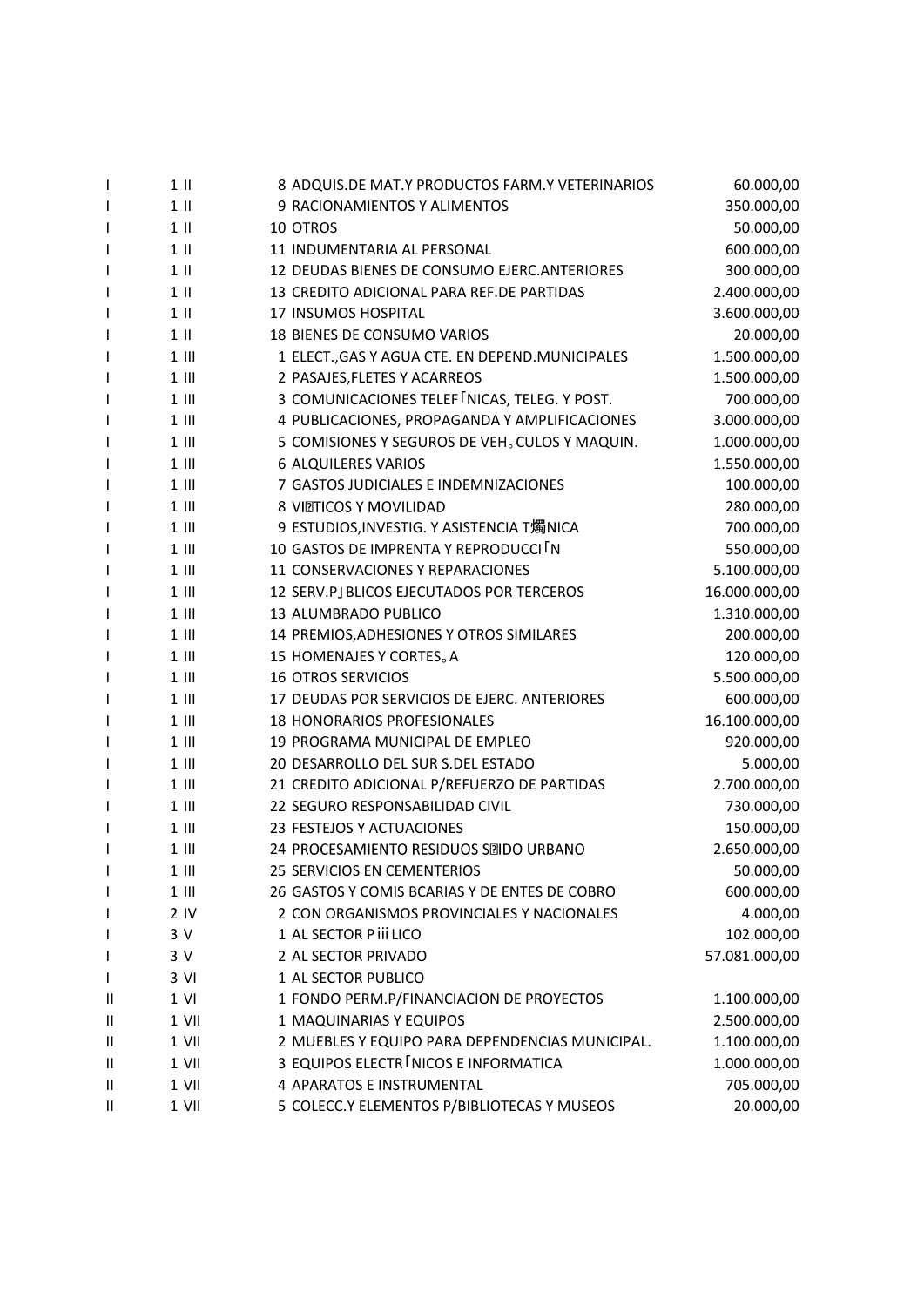| | | | | |
|---|---|---|---|---|
| I | 1 | II | 8 ADQUIS.DE MAT.Y PRODUCTOS FARM.Y VETERINARIOS | 60.000,00 |
| I | 1 | II | 9 RACIONAMIENTOS Y ALIMENTOS | 350.000,00 |
| I | 1 | II | 10 OTROS | 50.000,00 |
| I | 1 | II | 11 INDUMENTARIA AL PERSONAL | 600.000,00 |
| I | 1 | II | 12 DEUDAS BIENES DE CONSUMO EJERC.ANTERIORES | 300.000,00 |
| I | 1 | II | 13 CREDITO ADICIONAL PARA REF.DE PARTIDAS | 2.400.000,00 |
| I | 1 | II | 17 INSUMOS HOSPITAL | 3.600.000,00 |
| I | 1 | II | 18 BIENES DE CONSUMO VARIOS | 20.000,00 |
| I | 1 | III | 1 ELECT.,GAS Y AGUA CTE. EN DEPEND.MUNICIPALES | 1.500.000,00 |
| I | 1 | III | 2 PASAJES,FLETES Y ACARREOS | 1.500.000,00 |
| I | 1 | III | 3 COMUNICACIONES TELEF｢NICAS, TELEG. Y POST. | 700.000,00 |
| I | 1 | III | 4 PUBLICACIONES, PROPAGANDA Y AMPLIFICACIONES | 3.000.000,00 |
| I | 1 | III | 5 COMISIONES Y SEGUROS DE VEH｡CULOS Y MAQUIN. | 1.000.000,00 |
| I | 1 | III | 6 ALQUILERES VARIOS | 1.550.000,00 |
| I | 1 | III | 7 GASTOS JUDICIALES E INDEMNIZACIONES | 100.000,00 |
| I | 1 | III | 8 VI TICOS Y MOVILIDAD | 280.000,00 |
| I | 1 | III | 9 ESTUDIOS,INVESTIG. Y ASISTENCIA T燭NICA | 700.000,00 |
| I | 1 | III | 10 GASTOS DE IMPRENTA Y REPRODUCCI｢N | 550.000,00 |
| I | 1 | III | 11 CONSERVACIONES Y REPARACIONES | 5.100.000,00 |
| I | 1 | III | 12 SERV.P｣BLICOS EJECUTADOS POR TERCEROS | 16.000.000,00 |
| I | 1 | III | 13 ALUMBRADO PUBLICO | 1.310.000,00 |
| I | 1 | III | 14 PREMIOS,ADHESIONES Y OTROS SIMILARES | 200.000,00 |
| I | 1 | III | 15 HOMENAJES Y CORTES｡A | 120.000,00 |
| I | 1 | III | 16 OTROS SERVICIOS | 5.500.000,00 |
| I | 1 | III | 17 DEUDAS POR SERVICIOS DE EJERC. ANTERIORES | 600.000,00 |
| I | 1 | III | 18 HONORARIOS PROFESIONALES | 16.100.000,00 |
| I | 1 | III | 19 PROGRAMA MUNICIPAL DE EMPLEO | 920.000,00 |
| I | 1 | III | 20 DESARROLLO DEL SUR S.DEL ESTADO | 5.000,00 |
| I | 1 | III | 21 CREDITO ADICIONAL P/REFUERZO DE PARTIDAS | 2.700.000,00 |
| I | 1 | III | 22 SEGURO RESPONSABILIDAD CIVIL | 730.000,00 |
| I | 1 | III | 23 FESTEJOS Y ACTUACIONES | 150.000,00 |
| I | 1 | III | 24 PROCESAMIENTO RESIDUOS S IDO URBANO | 2.650.000,00 |
| I | 1 | III | 25 SERVICIOS EN CEMENTERIOS | 50.000,00 |
| I | 1 | III | 26 GASTOS Y COMIS BCARIAS Y DE ENTES DE COBRO | 600.000,00 |
| I | 2 | IV | 2 CON ORGANISMOS PROVINCIALES Y NACIONALES | 4.000,00 |
| I | 3 | V | 1 AL SECTOR P iii LICO | 102.000,00 |
| I | 3 | V | 2 AL SECTOR PRIVADO | 57.081.000,00 |
| I | 3 | VI | 1 AL SECTOR PUBLICO | |
| II | 1 | VI | 1 FONDO PERM.P/FINANCIACION DE PROYECTOS | 1.100.000,00 |
| II | 1 | VII | 1 MAQUINARIAS Y EQUIPOS | 2.500.000,00 |
| II | 1 | VII | 2 MUEBLES Y EQUIPO PARA DEPENDENCIAS MUNICIPAL. | 1.100.000,00 |
| II | 1 | VII | 3 EQUIPOS ELECTR｢NICOS E INFORMATICA | 1.000.000,00 |
| II | 1 | VII | 4 APARATOS E INSTRUMENTAL | 705.000,00 |
| II | 1 | VII | 5 COLECC.Y ELEMENTOS P/BIBLIOTECAS Y MUSEOS | 20.000,00 |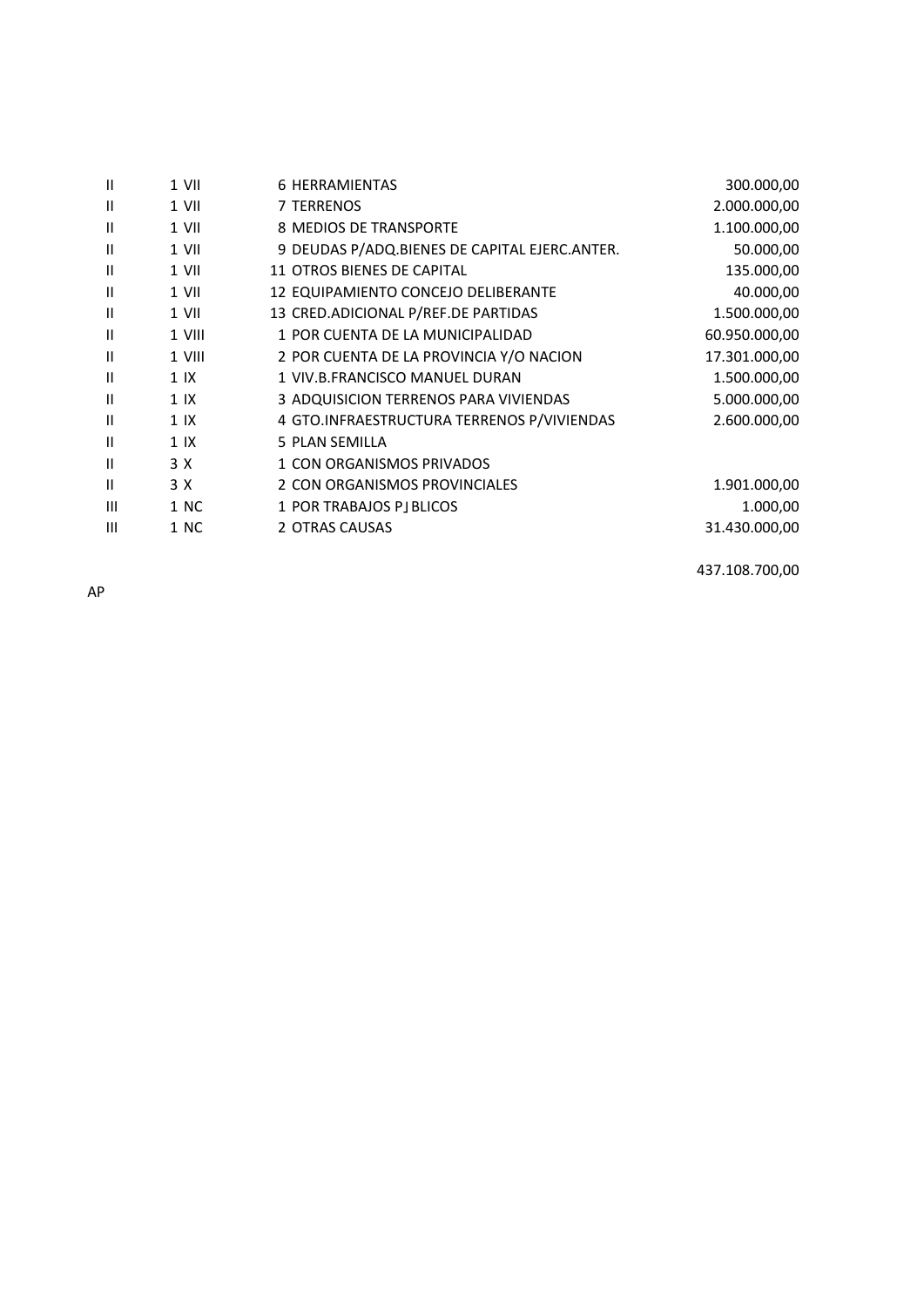| | | | | |
|---|---|---|---|---|
| II | 1 VII | 6 | HERRAMIENTAS | 300.000,00 |
| II | 1 VII | 7 | TERRENOS | 2.000.000,00 |
| II | 1 VII | 8 | MEDIOS DE TRANSPORTE | 1.100.000,00 |
| II | 1 VII | 9 | DEUDAS P/ADQ.BIENES DE CAPITAL EJERC.ANTER. | 50.000,00 |
| II | 1 VII | 11 | OTROS BIENES DE CAPITAL | 135.000,00 |
| II | 1 VII | 12 | EQUIPAMIENTO CONCEJO DELIBERANTE | 40.000,00 |
| II | 1 VII | 13 | CRED.ADICIONAL P/REF.DE PARTIDAS | 1.500.000,00 |
| II | 1 VIII | 1 | POR CUENTA DE LA MUNICIPALIDAD | 60.950.000,00 |
| II | 1 VIII | 2 | POR CUENTA DE LA PROVINCIA Y/O NACION | 17.301.000,00 |
| II | 1 IX | 1 | VIV.B.FRANCISCO MANUEL DURAN | 1.500.000,00 |
| II | 1 IX | 3 | ADQUISICION TERRENOS PARA VIVIENDAS | 5.000.000,00 |
| II | 1 IX | 4 | GTO.INFRAESTRUCTURA TERRENOS P/VIVIENDAS | 2.600.000,00 |
| II | 1 IX | 5 | PLAN SEMILLA | |
| II | 3 X | 1 | CON ORGANISMOS PRIVADOS | |
| II | 3 X | 2 | CON ORGANISMOS PROVINCIALES | 1.901.000,00 |
| III | 1 NC | 1 | POR TRABAJOS P∫BLICOS | 1.000,00 |
| III | 1 NC | 2 | OTRAS CAUSAS | 31.430.000,00 |
| | | | | 437.108.700,00 |

AP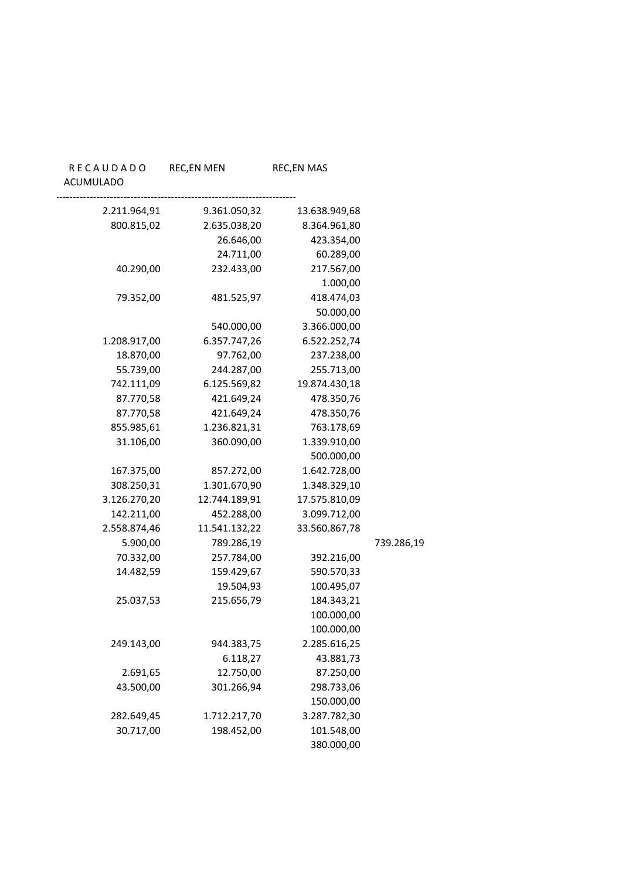| R E C A U D A D O ACUMULADO | REC,EN MEN | REC,EN MAS | |
|---|---|---|---|
| 2.211.964,91 | 9.361.050,32 | 13.638.949,68 | |
| 800.815,02 | 2.635.038,20 | 8.364.961,80 | |
| | 26.646,00 | 423.354,00 | |
| | 24.711,00 | 60.289,00 | |
| 40.290,00 | 232.433,00 | 217.567,00 | |
| | | 1.000,00 | |
| 79.352,00 | 481.525,97 | 418.474,03 | |
| | | 50.000,00 | |
| | 540.000,00 | 3.366.000,00 | |
| 1.208.917,00 | 6.357.747,26 | 6.522.252,74 | |
| 18.870,00 | 97.762,00 | 237.238,00 | |
| 55.739,00 | 244.287,00 | 255.713,00 | |
| 742.111,09 | 6.125.569,82 | 19.874.430,18 | |
| 87.770,58 | 421.649,24 | 478.350,76 | |
| 87.770,58 | 421.649,24 | 478.350,76 | |
| 855.985,61 | 1.236.821,31 | 763.178,69 | |
| 31.106,00 | 360.090,00 | 1.339.910,00 | |
| | | 500.000,00 | |
| 167.375,00 | 857.272,00 | 1.642.728,00 | |
| 308.250,31 | 1.301.670,90 | 1.348.329,10 | |
| 3.126.270,20 | 12.744.189,91 | 17.575.810,09 | |
| 142.211,00 | 452.288,00 | 3.099.712,00 | |
| 2.558.874,46 | 11.541.132,22 | 33.560.867,78 | |
| 5.900,00 | 789.286,19 | | 739.286,19 |
| 70.332,00 | 257.784,00 | 392.216,00 | |
| 14.482,59 | 159.429,67 | 590.570,33 | |
| | 19.504,93 | 100.495,07 | |
| 25.037,53 | 215.656,79 | 184.343,21 | |
| | | 100.000,00 | |
| | | 100.000,00 | |
| 249.143,00 | 944.383,75 | 2.285.616,25 | |
| | 6.118,27 | 43.881,73 | |
| 2.691,65 | 12.750,00 | 87.250,00 | |
| 43.500,00 | 301.266,94 | 298.733,06 | |
| | | 150.000,00 | |
| 282.649,45 | 1.712.217,70 | 3.287.782,30 | |
| 30.717,00 | 198.452,00 | 101.548,00 | |
| | | 380.000,00 | |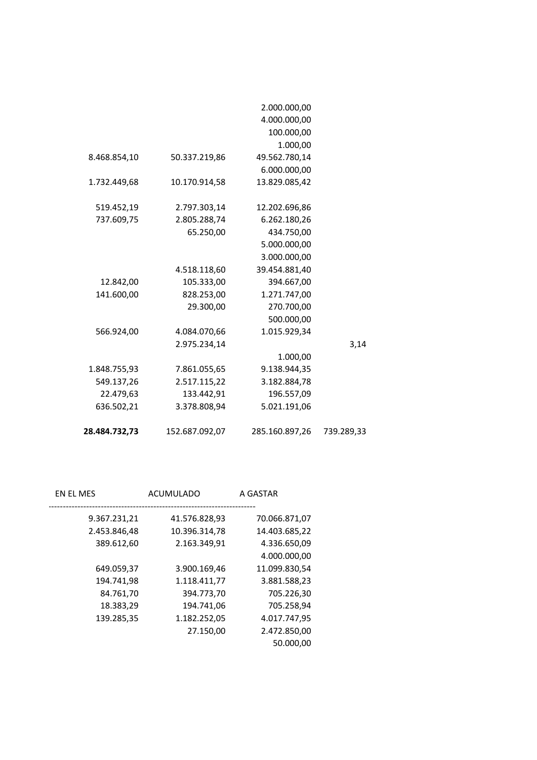| | | | |
|---|---|---|---|
| | | 2.000.000,00 | |
| | | 4.000.000,00 | |
| | | 100.000,00 | |
| | | 1.000,00 | |
| 8.468.854,10 | 50.337.219,86 | 49.562.780,14 | |
| | | 6.000.000,00 | |
| 1.732.449,68 | 10.170.914,58 | 13.829.085,42 | |
| | | | |
| 519.452,19 | 2.797.303,14 | 12.202.696,86 | |
| 737.609,75 | 2.805.288,74 | 6.262.180,26 | |
| | 65.250,00 | 434.750,00 | |
| | | 5.000.000,00 | |
| | | 3.000.000,00 | |
| | 4.518.118,60 | 39.454.881,40 | |
| 12.842,00 | 105.333,00 | 394.667,00 | |
| 141.600,00 | 828.253,00 | 1.271.747,00 | |
| | 29.300,00 | 270.700,00 | |
| | | 500.000,00 | |
| 566.924,00 | 4.084.070,66 | 1.015.929,34 | |
| | 2.975.234,14 | | 3,14 |
| | | 1.000,00 | |
| 1.848.755,93 | 7.861.055,65 | 9.138.944,35 | |
| 549.137,26 | 2.517.115,22 | 3.182.884,78 | |
| 22.479,63 | 133.442,91 | 196.557,09 | |
| 636.502,21 | 3.378.808,94 | 5.021.191,06 | |
| | | | |
| **28.484.732,73** | 152.687.092,07 | 285.160.897,26 | 739.289,33 |

| EN EL MES | ACUMULADO | A GASTAR |
|---|---|---|
| 9.367.231,21 | 41.576.828,93 | 70.066.871,07 |
| 2.453.846,48 | 10.396.314,78 | 14.403.685,22 |
| 389.612,60 | 2.163.349,91 | 4.336.650,09 |
| | | 4.000.000,00 |
| 649.059,37 | 3.900.169,46 | 11.099.830,54 |
| 194.741,98 | 1.118.411,77 | 3.881.588,23 |
| 84.761,70 | 394.773,70 | 705.226,30 |
| 18.383,29 | 194.741,06 | 705.258,94 |
| 139.285,35 | 1.182.252,05 | 4.017.747,95 |
| | 27.150,00 | 2.472.850,00 |
| | | 50.000,00 |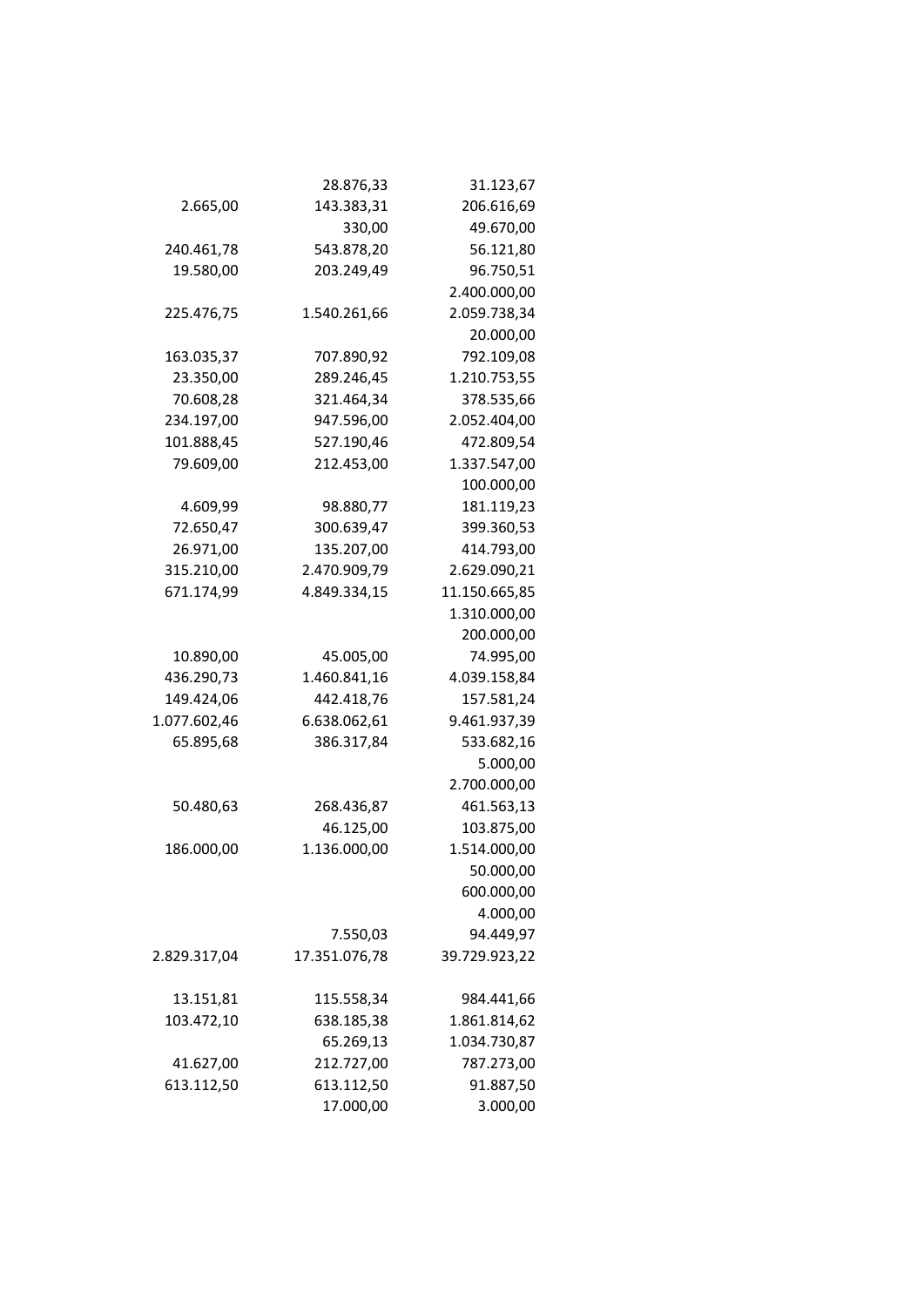| | | |
|---|---|---|
| | 28.876,33 | 31.123,67 |
| 2.665,00 | 143.383,31 | 206.616,69 |
| | 330,00 | 49.670,00 |
| 240.461,78 | 543.878,20 | 56.121,80 |
| 19.580,00 | 203.249,49 | 96.750,51 |
| | | 2.400.000,00 |
| 225.476,75 | 1.540.261,66 | 2.059.738,34 |
| | | 20.000,00 |
| 163.035,37 | 707.890,92 | 792.109,08 |
| 23.350,00 | 289.246,45 | 1.210.753,55 |
| 70.608,28 | 321.464,34 | 378.535,66 |
| 234.197,00 | 947.596,00 | 2.052.404,00 |
| 101.888,45 | 527.190,46 | 472.809,54 |
| 79.609,00 | 212.453,00 | 1.337.547,00 |
| | | 100.000,00 |
| 4.609,99 | 98.880,77 | 181.119,23 |
| 72.650,47 | 300.639,47 | 399.360,53 |
| 26.971,00 | 135.207,00 | 414.793,00 |
| 315.210,00 | 2.470.909,79 | 2.629.090,21 |
| 671.174,99 | 4.849.334,15 | 11.150.665,85 |
| | | 1.310.000,00 |
| | | 200.000,00 |
| 10.890,00 | 45.005,00 | 74.995,00 |
| 436.290,73 | 1.460.841,16 | 4.039.158,84 |
| 149.424,06 | 442.418,76 | 157.581,24 |
| 1.077.602,46 | 6.638.062,61 | 9.461.937,39 |
| 65.895,68 | 386.317,84 | 533.682,16 |
| | | 5.000,00 |
| | | 2.700.000,00 |
| 50.480,63 | 268.436,87 | 461.563,13 |
| | 46.125,00 | 103.875,00 |
| 186.000,00 | 1.136.000,00 | 1.514.000,00 |
| | | 50.000,00 |
| | | 600.000,00 |
| | | 4.000,00 |
| | 7.550,03 | 94.449,97 |
| 2.829.317,04 | 17.351.076,78 | 39.729.923,22 |
| | | |
| 13.151,81 | 115.558,34 | 984.441,66 |
| 103.472,10 | 638.185,38 | 1.861.814,62 |
| | 65.269,13 | 1.034.730,87 |
| 41.627,00 | 212.727,00 | 787.273,00 |
| 613.112,50 | 613.112,50 | 91.887,50 |
| | 17.000,00 | 3.000,00 |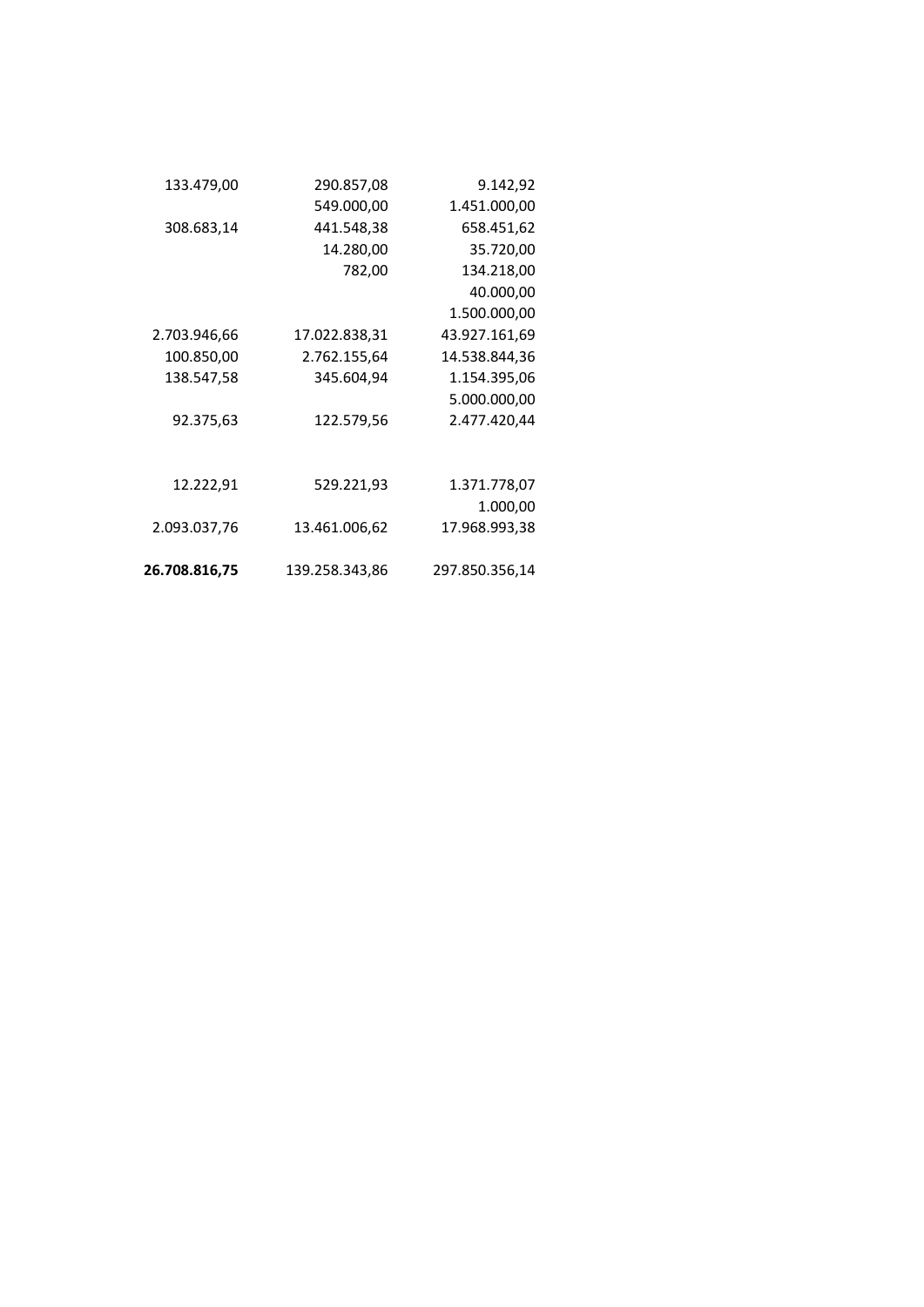| | | |
|---|---|---|
| 133.479,00 | 290.857,08 | 9.142,92 |
| | 549.000,00 | 1.451.000,00 |
| 308.683,14 | 441.548,38 | 658.451,62 |
| | 14.280,00 | 35.720,00 |
| | 782,00 | 134.218,00 |
| | | 40.000,00 |
| | | 1.500.000,00 |
| 2.703.946,66 | 17.022.838,31 | 43.927.161,69 |
| 100.850,00 | 2.762.155,64 | 14.538.844,36 |
| 138.547,58 | 345.604,94 | 1.154.395,06 |
| | | 5.000.000,00 |
| 92.375,63 | 122.579,56 | 2.477.420,44 |
| | | |
| 12.222,91 | 529.221,93 | 1.371.778,07 |
| | | 1.000,00 |
| 2.093.037,76 | 13.461.006,62 | 17.968.993,38 |
| | | |
| **26.708.816,75** | 139.258.343,86 | 297.850.356,14 |